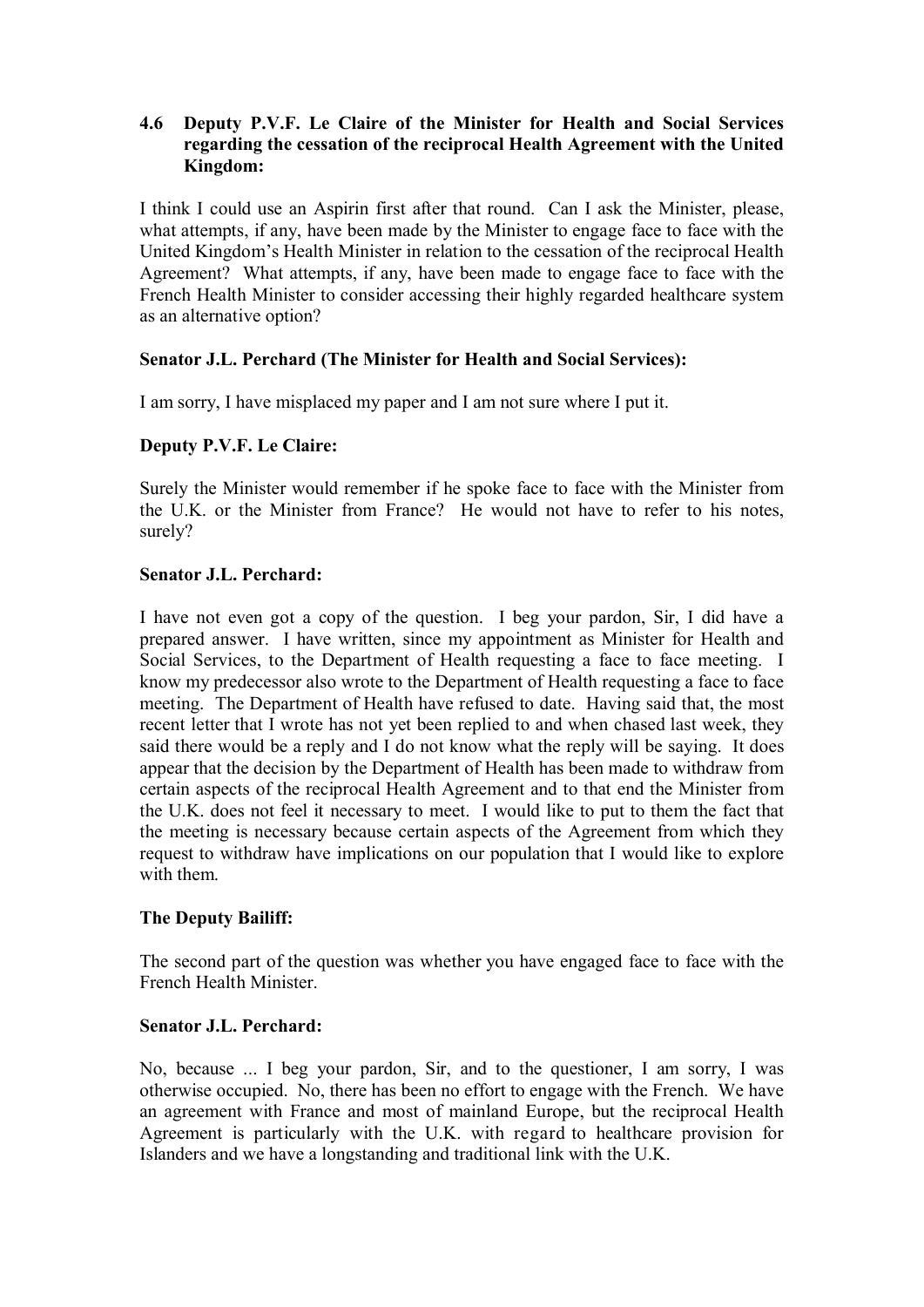### 4.6 Deputy P.V.F. Le Claire of the Minister for Health and Social Services regarding the cessation of the reciprocal Health Agreement with the United Kingdom:

I think I could use an Aspirin first after that round. Can I ask the Minister, please, what attempts, if any, have been made by the Minister to engage face to face with the United Kingdom's Health Minister in relation to the cessation of the reciprocal Health Agreement? What attempts, if any, have been made to engage face to face with the French Health Minister to consider accessing their highly regarded healthcare system as an alternative option?

**Senator J.L. Perchard (The Minister for Health and Social Services):**

I am sorry, I have misplaced my paper and I am not sure where I put it.

**Deputy P.V.F. Le Claire:**

Surely the Minister would remember if he spoke face to face with the Minister from the U.K. or the Minister from France? He would not have to refer to his notes, surely?

**Senator J.L. Perchard:**

I have not even got a copy of the question. I beg your pardon, Sir, I did have a prepared answer. I have written, since my appointment as Minister for Health and Social Services, to the Department of Health requesting a face to face meeting. I know my predecessor also wrote to the Department of Health requesting a face to face meeting. The Department of Health have refused to date. Having said that, the most recent letter that I wrote has not yet been replied to and when chased last week, they said there would be a reply and I do not know what the reply will be saying. It does appear that the decision by the Department of Health has been made to withdraw from certain aspects of the reciprocal Health Agreement and to that end the Minister from the U.K. does not feel it necessary to meet. I would like to put to them the fact that the meeting is necessary because certain aspects of the Agreement from which they request to withdraw have implications on our population that I would like to explore with them.

**The Deputy Bailiff:**

The second part of the question was whether you have engaged face to face with the French Health Minister.

**Senator J.L. Perchard:**

No, because ... I beg your pardon, Sir, and to the questioner, I am sorry, I was otherwise occupied. No, there has been no effort to engage with the French. We have an agreement with France and most of mainland Europe, but the reciprocal Health Agreement is particularly with the U.K. with regard to healthcare provision for Islanders and we have a longstanding and traditional link with the U.K.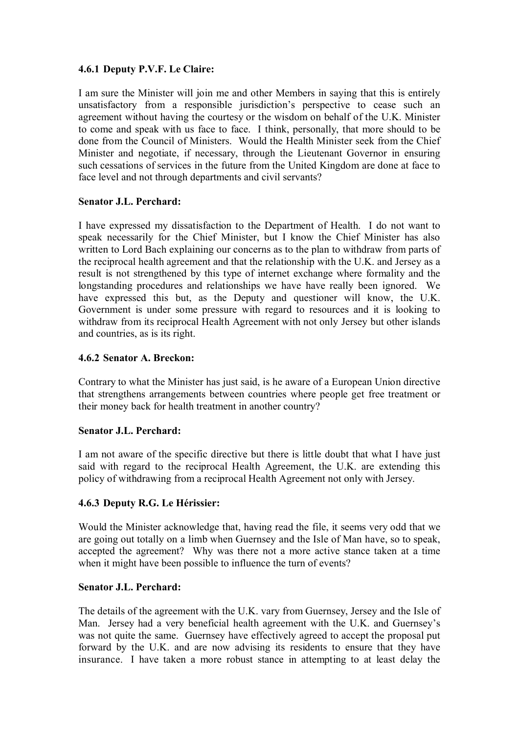**4.6.1 Deputy P.V.F. Le Claire:**

I am sure the Minister will join me and other Members in saying that this is entirely unsatisfactory from a responsible jurisdiction's perspective to cease such an agreement without having the courtesy or the wisdom on behalf of the U.K. Minister to come and speak with us face to face. I think, personally, that more should to be done from the Council of Ministers. Would the Health Minister seek from the Chief Minister and negotiate, if necessary, through the Lieutenant Governor in ensuring such cessations of services in the future from the United Kingdom are done at face to face level and not through departments and civil servants?

**Senator J.L. Perchard:**

I have expressed my dissatisfaction to the Department of Health. I do not want to speak necessarily for the Chief Minister, but I know the Chief Minister has also written to Lord Bach explaining our concerns as to the plan to withdraw from parts of the reciprocal health agreement and that the relationship with the U.K. and Jersey as a result is not strengthened by this type of internet exchange where formality and the longstanding procedures and relationships we have have really been ignored. We have expressed this but, as the Deputy and questioner will know, the U.K. Government is under some pressure with regard to resources and it is looking to withdraw from its reciprocal Health Agreement with not only Jersey but other islands and countries, as is its right.

**4.6.2 Senator A. Breckon:**

Contrary to what the Minister has just said, is he aware of a European Union directive that strengthens arrangements between countries where people get free treatment or their money back for health treatment in another country?

**Senator J.L. Perchard:**

I am not aware of the specific directive but there is little doubt that what I have just said with regard to the reciprocal Health Agreement, the U.K. are extending this policy of withdrawing from a reciprocal Health Agreement not only with Jersey.

**4.6.3 Deputy R.G. Le Hérissier:**

Would the Minister acknowledge that, having read the file, it seems very odd that we are going out totally on a limb when Guernsey and the Isle of Man have, so to speak, accepted the agreement? Why was there not a more active stance taken at a time when it might have been possible to influence the turn of events?

**Senator J.L. Perchard:**

The details of the agreement with the U.K. vary from Guernsey, Jersey and the Isle of Man. Jersey had a very beneficial health agreement with the U.K. and Guernsey's was not quite the same. Guernsey have effectively agreed to accept the proposal put forward by the U.K. and are now advising its residents to ensure that they have insurance. I have taken a more robust stance in attempting to at least delay the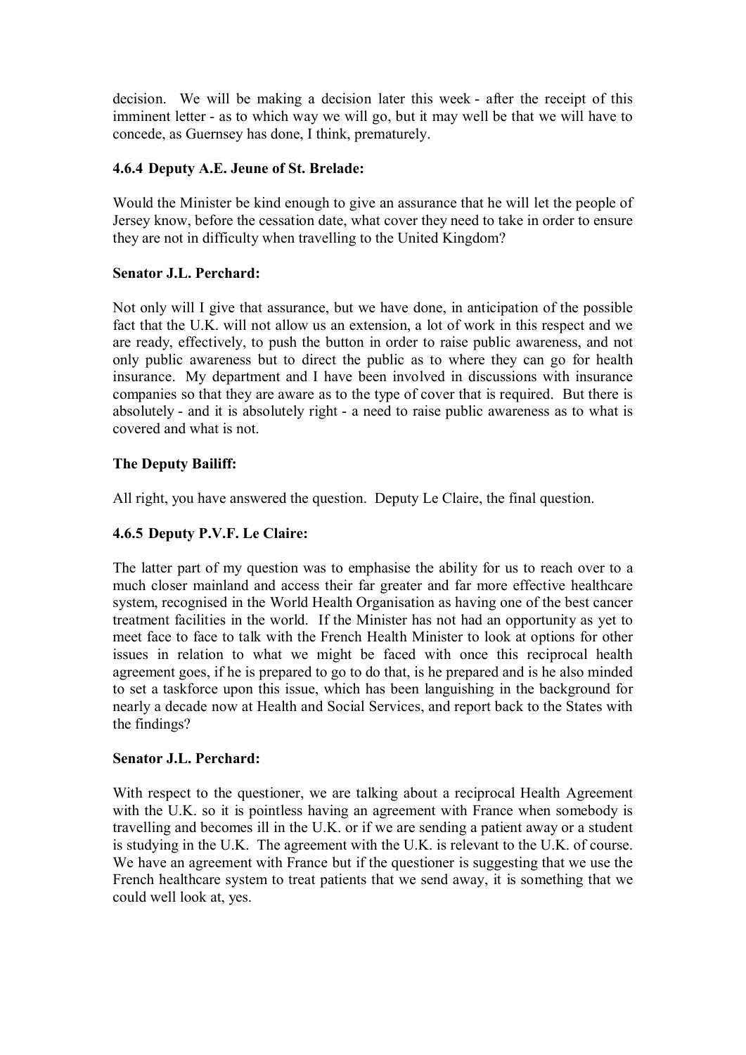decision. We will be making a decision later this week - after the receipt of this imminent letter - as to which way we will go, but it may well be that we will have to concede, as Guernsey has done, I think, prematurely.

### 4.6.4 Deputy A.E. Jeune of St. Brelade:

Would the Minister be kind enough to give an assurance that he will let the people of Jersey know, before the cessation date, what cover they need to take in order to ensure they are not in difficulty when travelling to the United Kingdom?

**Senator J.L. Perchard:**

Not only will I give that assurance, but we have done, in anticipation of the possible fact that the U.K. will not allow us an extension, a lot of work in this respect and we are ready, effectively, to push the button in order to raise public awareness, and not only public awareness but to direct the public as to where they can go for health insurance. My department and I have been involved in discussions with insurance companies so that they are aware as to the type of cover that is required. But there is absolutely - and it is absolutely right - a need to raise public awareness as to what is covered and what is not.

**The Deputy Bailiff:**

All right, you have answered the question. Deputy Le Claire, the final question.

### 4.6.5 Deputy P.V.F. Le Claire:

The latter part of my question was to emphasise the ability for us to reach over to a much closer mainland and access their far greater and far more effective healthcare system, recognised in the World Health Organisation as having one of the best cancer treatment facilities in the world. If the Minister has not had an opportunity as yet to meet face to face to talk with the French Health Minister to look at options for other issues in relation to what we might be faced with once this reciprocal health agreement goes, if he is prepared to go to do that, is he prepared and is he also minded to set a taskforce upon this issue, which has been languishing in the background for nearly a decade now at Health and Social Services, and report back to the States with the findings?

**Senator J.L. Perchard:**

With respect to the questioner, we are talking about a reciprocal Health Agreement with the U.K. so it is pointless having an agreement with France when somebody is travelling and becomes ill in the U.K. or if we are sending a patient away or a student is studying in the U.K. The agreement with the U.K. is relevant to the U.K. of course. We have an agreement with France but if the questioner is suggesting that we use the French healthcare system to treat patients that we send away, it is something that we could well look at, yes.